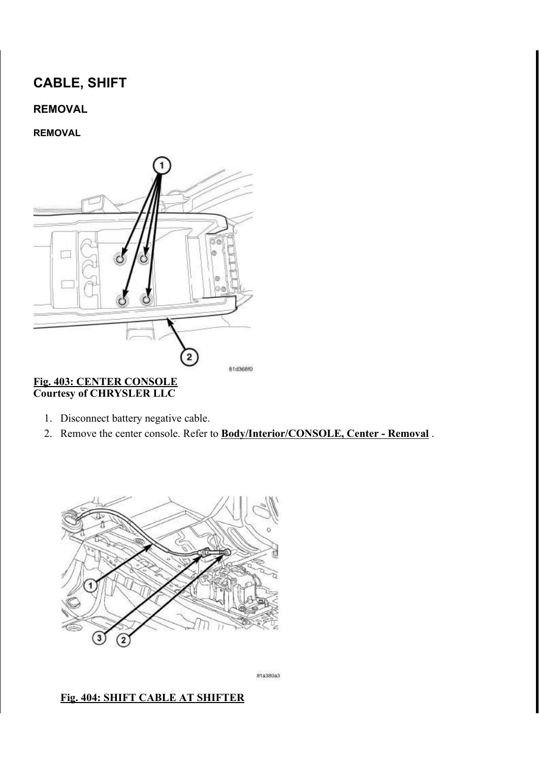# CABLE, SHIFT

## REMOVAL

### REMOVAL

**Fig. 403: CENTER CONSOLE**
**Courtesy of CHRYSLER LLC**

1. Disconnect battery negative cable.
2. Remove the center console. Refer to **Body/Interior/CONSOLE, Center - Removal** .

**Fig. 404: SHIFT CABLE AT SHIFTER**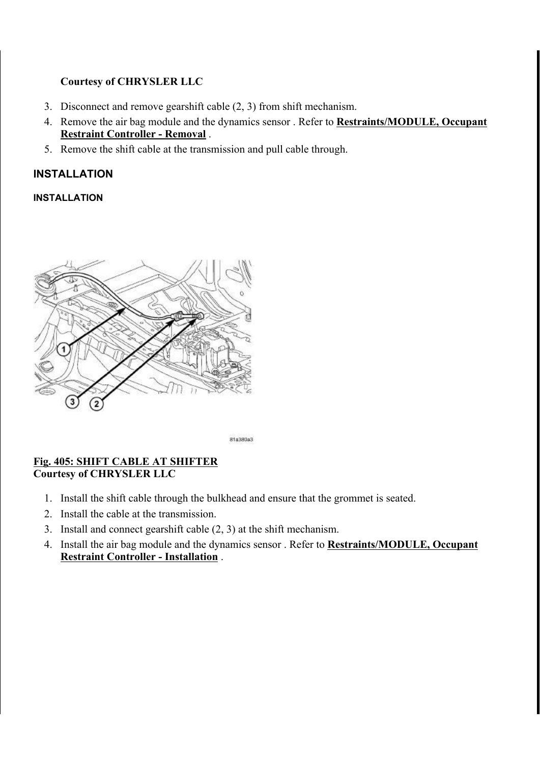**Courtesy of CHRYSLER LLC**

3. Disconnect and remove gearshift cable (2, 3) from shift mechanism.
4. Remove the air bag module and the dynamics sensor . Refer to **Restraints/MODULE, Occupant Restraint Controller - Removal** .
5. Remove the shift cable at the transmission and pull cable through.

## INSTALLATION

### INSTALLATION

**Fig. 405: SHIFT CABLE AT SHIFTER**
**Courtesy of CHRYSLER LLC**

1. Install the shift cable through the bulkhead and ensure that the grommet is seated.
2. Install the cable at the transmission.
3. Install and connect gearshift cable (2, 3) at the shift mechanism.
4. Install the air bag module and the dynamics sensor . Refer to **Restraints/MODULE, Occupant Restraint Controller - Installation** .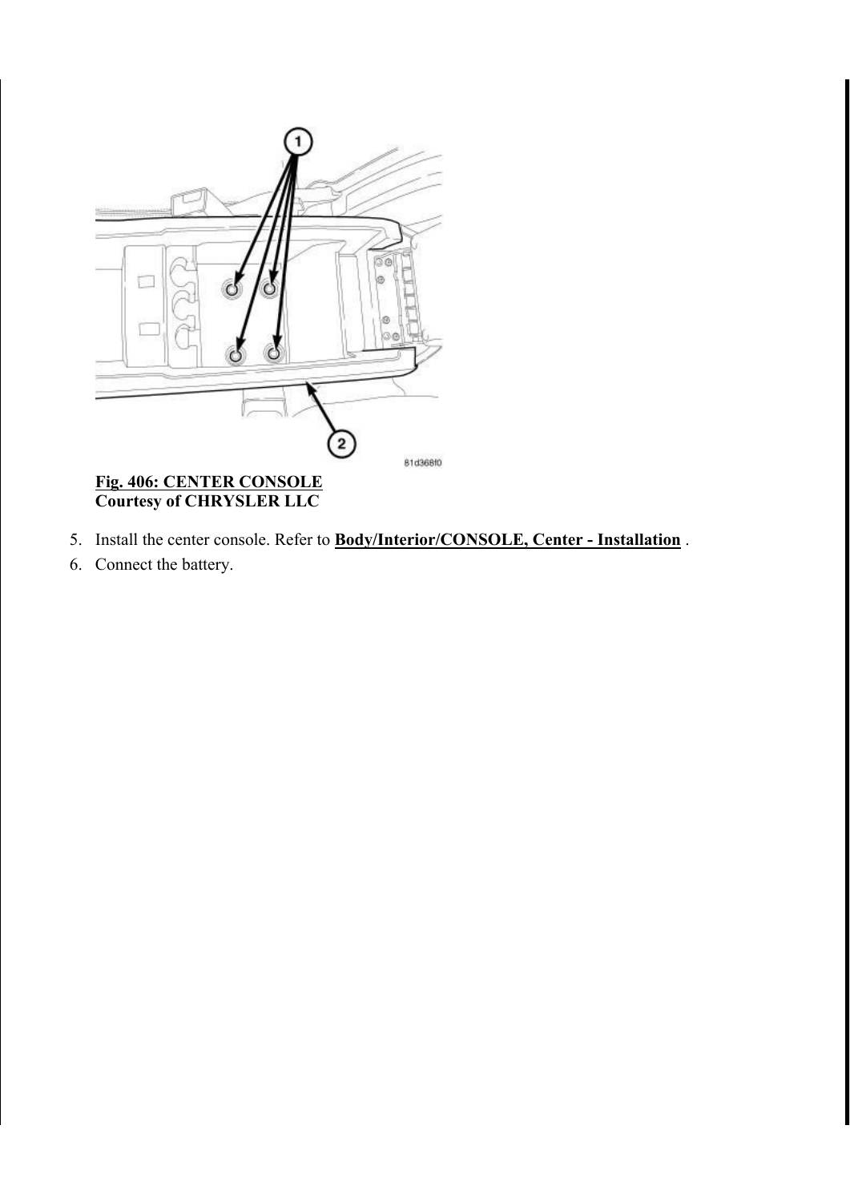**Fig. 406: CENTER CONSOLE**
**Courtesy of CHRYSLER LLC**

5. Install the center console. Refer to **Body/Interior/CONSOLE, Center - Installation** .
6. Connect the battery.